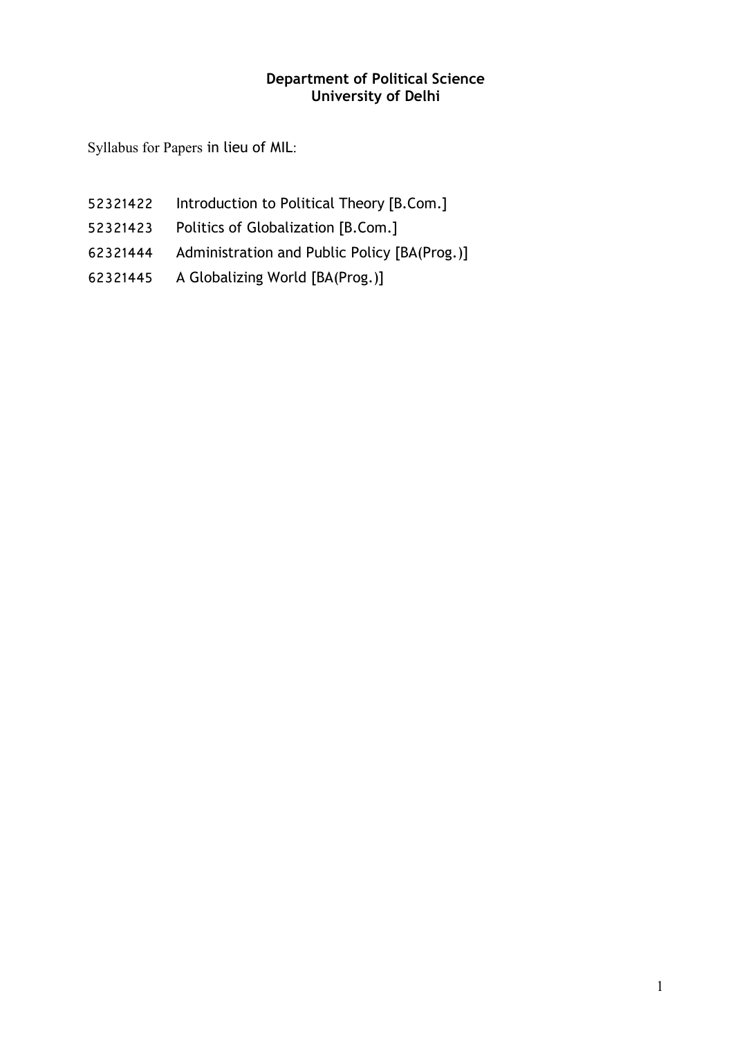**Department of Political Science**
**University of Delhi**

Syllabus for Papers in lieu of MIL:

52321422 Introduction to Political Theory [B.Com.]

52321423 Politics of Globalization [B.Com.]

62321444 Administration and Public Policy [BA(Prog.)]

62321445 A Globalizing World [BA(Prog.)]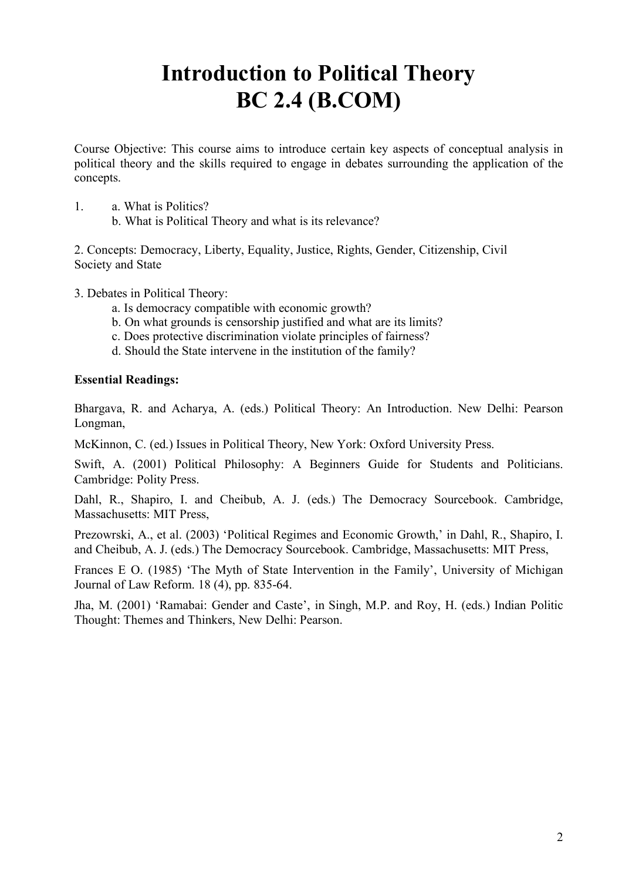# Introduction to Political Theory
# BC 2.4 (B.COM)

Course Objective: This course aims to introduce certain key aspects of conceptual analysis in political theory and the skills required to engage in debates surrounding the application of the concepts.

1. a. What is Politics?
   b. What is Political Theory and what is its relevance?

2. Concepts: Democracy, Liberty, Equality, Justice, Rights, Gender, Citizenship, Civil Society and State

3. Debates in Political Theory:
   a. Is democracy compatible with economic growth?
   b. On what grounds is censorship justified and what are its limits?
   c. Does protective discrimination violate principles of fairness?
   d. Should the State intervene in the institution of the family?

**Essential Readings:**

Bhargava, R. and Acharya, A. (eds.) Political Theory: An Introduction. New Delhi: Pearson Longman,

McKinnon, C. (ed.) Issues in Political Theory, New York: Oxford University Press.

Swift, A. (2001) Political Philosophy: A Beginners Guide for Students and Politicians. Cambridge: Polity Press.

Dahl, R., Shapiro, I. and Cheibub, A. J. (eds.) The Democracy Sourcebook. Cambridge, Massachusetts: MIT Press,

Prezowrski, A., et al. (2003) 'Political Regimes and Economic Growth,' in Dahl, R., Shapiro, I. and Cheibub, A. J. (eds.) The Democracy Sourcebook. Cambridge, Massachusetts: MIT Press,

Frances E O. (1985) 'The Myth of State Intervention in the Family', University of Michigan Journal of Law Reform. 18 (4), pp. 835-64.

Jha, M. (2001) 'Ramabai: Gender and Caste', in Singh, M.P. and Roy, H. (eds.) Indian Politic Thought: Themes and Thinkers, New Delhi: Pearson.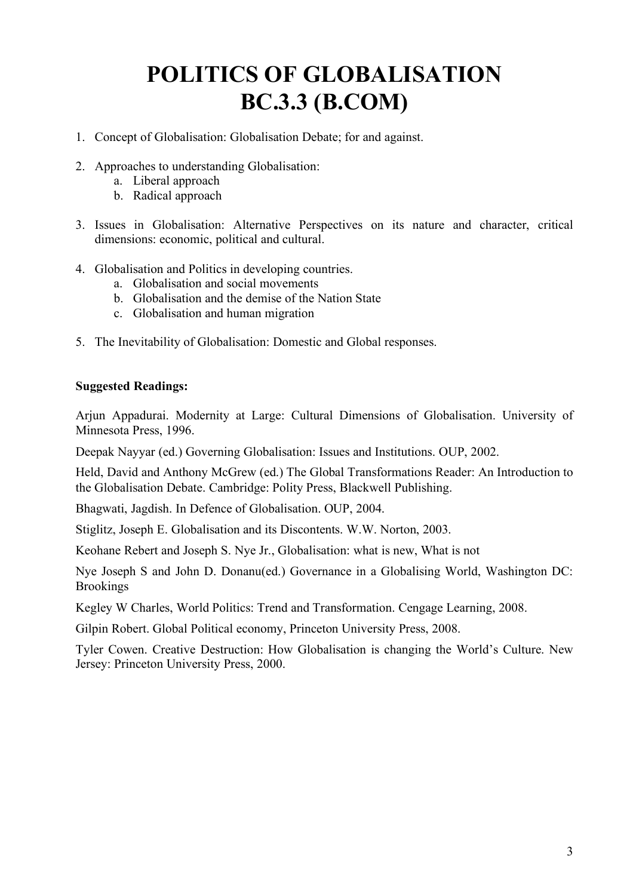# POLITICS OF GLOBALISATION
# BC.3.3 (B.COM)

1. Concept of Globalisation: Globalisation Debate; for and against.

2. Approaches to understanding Globalisation:
   a. Liberal approach
   b. Radical approach

3. Issues in Globalisation: Alternative Perspectives on its nature and character, critical dimensions: economic, political and cultural.

4. Globalisation and Politics in developing countries.
   a. Globalisation and social movements
   b. Globalisation and the demise of the Nation State
   c. Globalisation and human migration

5. The Inevitability of Globalisation: Domestic and Global responses.

**Suggested Readings:**

Arjun Appadurai. Modernity at Large: Cultural Dimensions of Globalisation. University of Minnesota Press, 1996.

Deepak Nayyar (ed.) Governing Globalisation: Issues and Institutions. OUP, 2002.

Held, David and Anthony McGrew (ed.) The Global Transformations Reader: An Introduction to the Globalisation Debate. Cambridge: Polity Press, Blackwell Publishing.

Bhagwati, Jagdish. In Defence of Globalisation. OUP, 2004.

Stiglitz, Joseph E. Globalisation and its Discontents. W.W. Norton, 2003.

Keohane Rebert and Joseph S. Nye Jr., Globalisation: what is new, What is not

Nye Joseph S and John D. Donanu(ed.) Governance in a Globalising World, Washington DC: Brookings

Kegley W Charles, World Politics: Trend and Transformation. Cengage Learning, 2008.

Gilpin Robert. Global Political economy, Princeton University Press, 2008.

Tyler Cowen. Creative Destruction: How Globalisation is changing the World's Culture. New Jersey: Princeton University Press, 2000.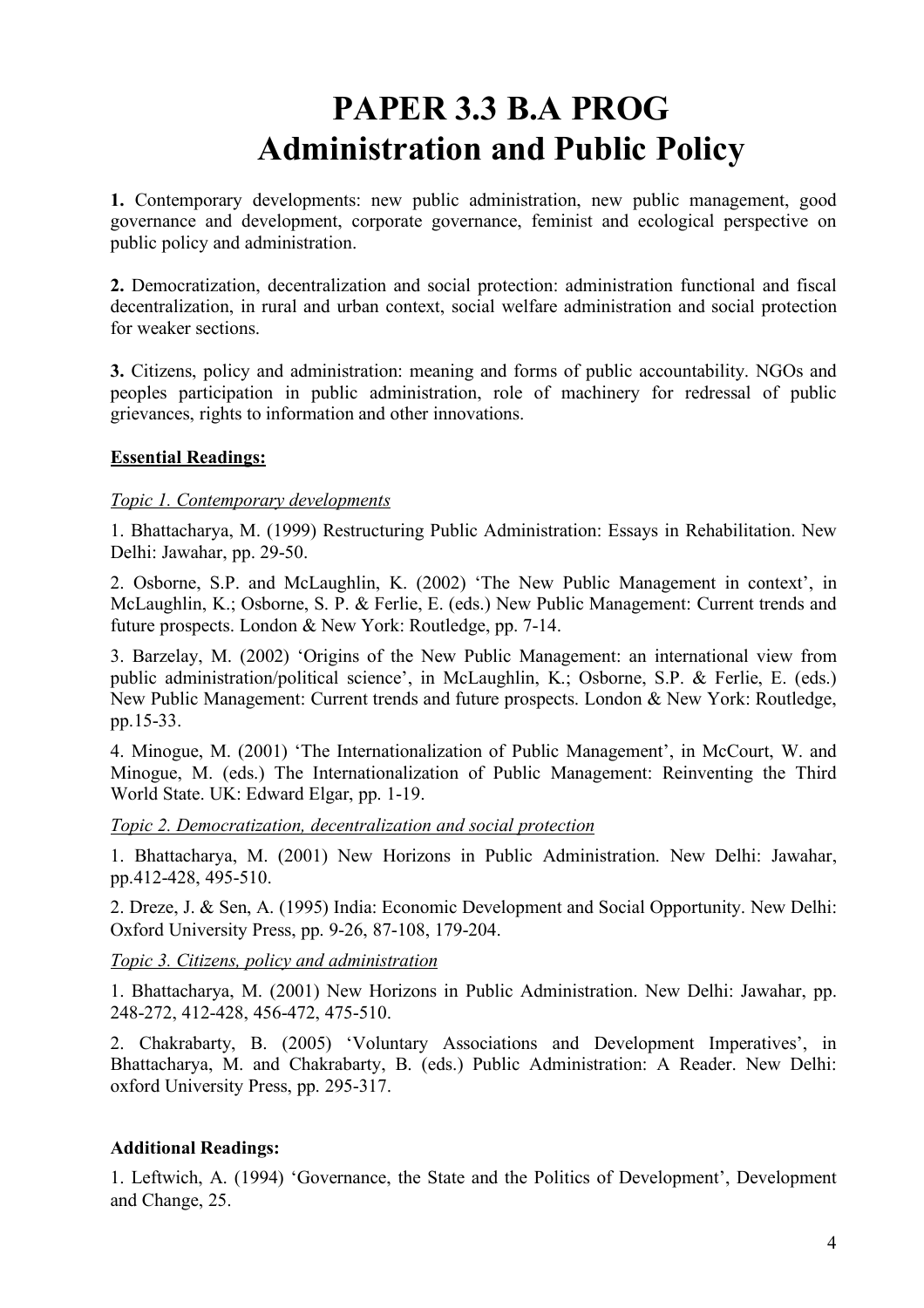# PAPER 3.3 B.A PROG
# Administration and Public Policy

**1.** Contemporary developments: new public administration, new public management, good governance and development, corporate governance, feminist and ecological perspective on public policy and administration.

**2.** Democratization, decentralization and social protection: administration functional and fiscal decentralization, in rural and urban context, social welfare administration and social protection for weaker sections.

**3.** Citizens, policy and administration: meaning and forms of public accountability. NGOs and peoples participation in public administration, role of machinery for redressal of public grievances, rights to information and other innovations.

**Essential Readings:**

*Topic 1. Contemporary developments*

1. Bhattacharya, M. (1999) Restructuring Public Administration: Essays in Rehabilitation. New Delhi: Jawahar, pp. 29-50.

2. Osborne, S.P. and McLaughlin, K. (2002) 'The New Public Management in context', in McLaughlin, K.; Osborne, S. P. & Ferlie, E. (eds.) New Public Management: Current trends and future prospects. London & New York: Routledge, pp. 7-14.

3. Barzelay, M. (2002) 'Origins of the New Public Management: an international view from public administration/political science', in McLaughlin, K.; Osborne, S.P. & Ferlie, E. (eds.) New Public Management: Current trends and future prospects. London & New York: Routledge, pp.15-33.

4. Minogue, M. (2001) 'The Internationalization of Public Management', in McCourt, W. and Minogue, M. (eds.) The Internationalization of Public Management: Reinventing the Third World State. UK: Edward Elgar, pp. 1-19.

*Topic 2. Democratization, decentralization and social protection*

1. Bhattacharya, M. (2001) New Horizons in Public Administration. New Delhi: Jawahar, pp.412-428, 495-510.

2. Dreze, J. & Sen, A. (1995) India: Economic Development and Social Opportunity. New Delhi: Oxford University Press, pp. 9-26, 87-108, 179-204.

*Topic 3. Citizens, policy and administration*

1. Bhattacharya, M. (2001) New Horizons in Public Administration. New Delhi: Jawahar, pp. 248-272, 412-428, 456-472, 475-510.

2. Chakrabarty, B. (2005) 'Voluntary Associations and Development Imperatives', in Bhattacharya, M. and Chakrabarty, B. (eds.) Public Administration: A Reader. New Delhi: oxford University Press, pp. 295-317.

**Additional Readings:**

1. Leftwich, A. (1994) 'Governance, the State and the Politics of Development', Development and Change, 25.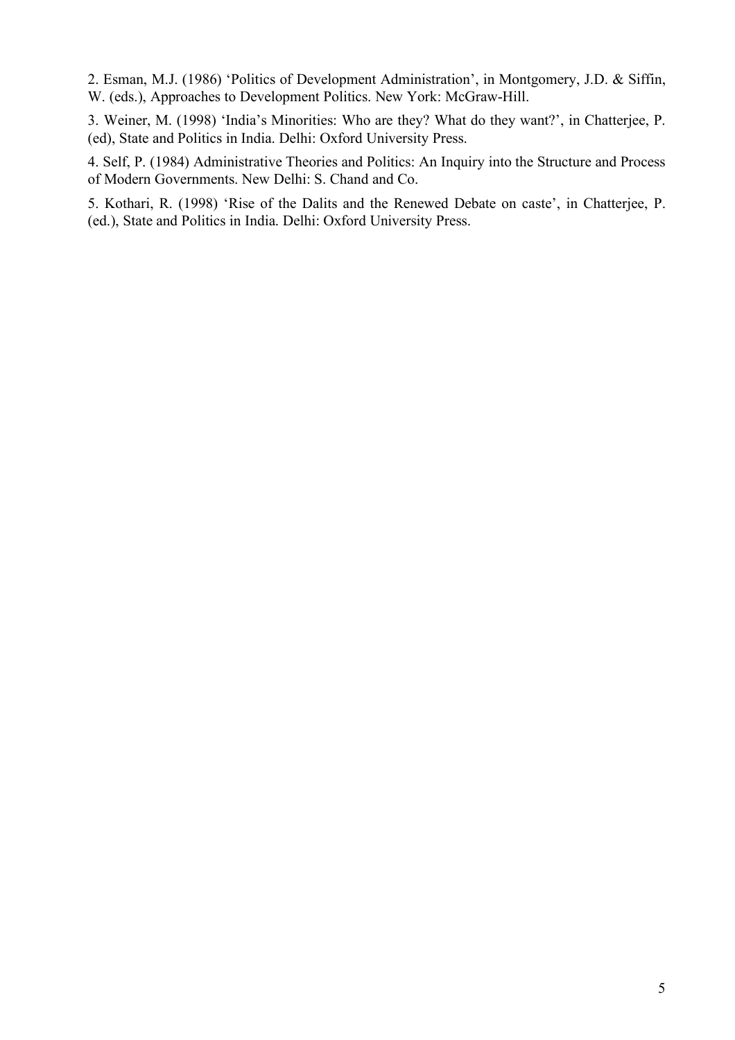2. Esman, M.J. (1986) ‘Politics of Development Administration’, in Montgomery, J.D. & Siffin, W. (eds.), Approaches to Development Politics. New York: McGraw-Hill.

3. Weiner, M. (1998) ‘India’s Minorities: Who are they? What do they want?’, in Chatterjee, P. (ed), State and Politics in India. Delhi: Oxford University Press.

4. Self, P. (1984) Administrative Theories and Politics: An Inquiry into the Structure and Process of Modern Governments. New Delhi: S. Chand and Co.

5. Kothari, R. (1998) ‘Rise of the Dalits and the Renewed Debate on caste’, in Chatterjee, P. (ed.), State and Politics in India. Delhi: Oxford University Press.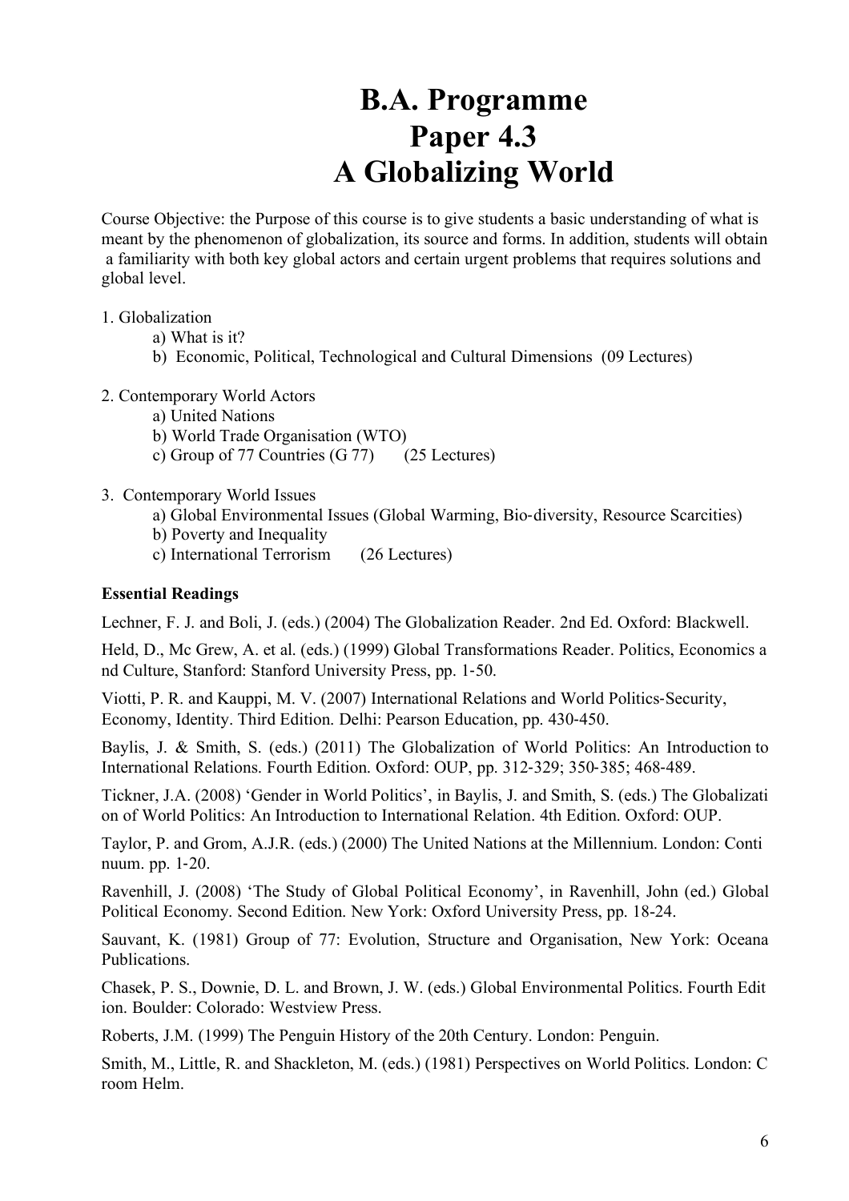# B.A. Programme
# Paper 4.3
# A Globalizing World

Course Objective: the Purpose of this course is to give students a basic understanding of what is meant by the phenomenon of globalization, its source and forms. In addition, students will obtain a familiarity with both key global actors and certain urgent problems that requires solutions and global level.

1. Globalization
   a) What is it?
   b) Economic, Political, Technological and Cultural Dimensions (09 Lectures)

2. Contemporary World Actors
   a) United Nations
   b) World Trade Organisation (WTO)
   c) Group of 77 Countries (G 77) (25 Lectures)

3. Contemporary World Issues
   a) Global Environmental Issues (Global Warming, Bio-diversity, Resource Scarcities)
   b) Poverty and Inequality
   c) International Terrorism (26 Lectures)

**Essential Readings**

Lechner, F. J. and Boli, J. (eds.) (2004) The Globalization Reader. 2nd Ed. Oxford: Blackwell.

Held, D., Mc Grew, A. et al. (eds.) (1999) Global Transformations Reader. Politics, Economics and Culture, Stanford: Stanford University Press, pp. 1-50.

Viotti, P. R. and Kauppi, M. V. (2007) International Relations and World Politics-Security, Economy, Identity. Third Edition. Delhi: Pearson Education, pp. 430-450.

Baylis, J. & Smith, S. (eds.) (2011) The Globalization of World Politics: An Introduction to International Relations. Fourth Edition. Oxford: OUP, pp. 312-329; 350-385; 468-489.

Tickner, J.A. (2008) 'Gender in World Politics', in Baylis, J. and Smith, S. (eds.) The Globalization of World Politics: An Introduction to International Relation. 4th Edition. Oxford: OUP.

Taylor, P. and Grom, A.J.R. (eds.) (2000) The United Nations at the Millennium. London: Continuum. pp. 1-20.

Ravenhill, J. (2008) 'The Study of Global Political Economy', in Ravenhill, John (ed.) Global Political Economy. Second Edition. New York: Oxford University Press, pp. 18-24.

Sauvant, K. (1981) Group of 77: Evolution, Structure and Organisation, New York: Oceana Publications.

Chasek, P. S., Downie, D. L. and Brown, J. W. (eds.) Global Environmental Politics. Fourth Edition. Boulder: Colorado: Westview Press.

Roberts, J.M. (1999) The Penguin History of the 20th Century. London: Penguin.

Smith, M., Little, R. and Shackleton, M. (eds.) (1981) Perspectives on World Politics. London: Croom Helm.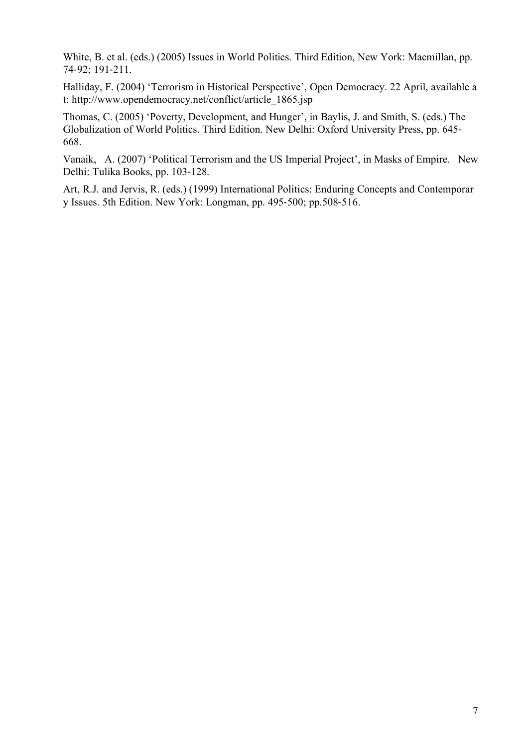White, B. et al. (eds.) (2005) Issues in World Politics. Third Edition, New York: Macmillan, pp. 74-92; 191-211.

Halliday, F. (2004) 'Terrorism in Historical Perspective', Open Democracy. 22 April, available at: http://www.opendemocracy.net/conflict/article_1865.jsp

Thomas, C. (2005) 'Poverty, Development, and Hunger', in Baylis, J. and Smith, S. (eds.) The Globalization of World Politics. Third Edition. New Delhi: Oxford University Press, pp. 645-668.

Vanaik, A. (2007) 'Political Terrorism and the US Imperial Project', in Masks of Empire. New Delhi: Tulika Books, pp. 103-128.

Art, R.J. and Jervis, R. (eds.) (1999) International Politics: Enduring Concepts and Contemporary Issues. 5th Edition. New York: Longman, pp. 495-500; pp.508-516.